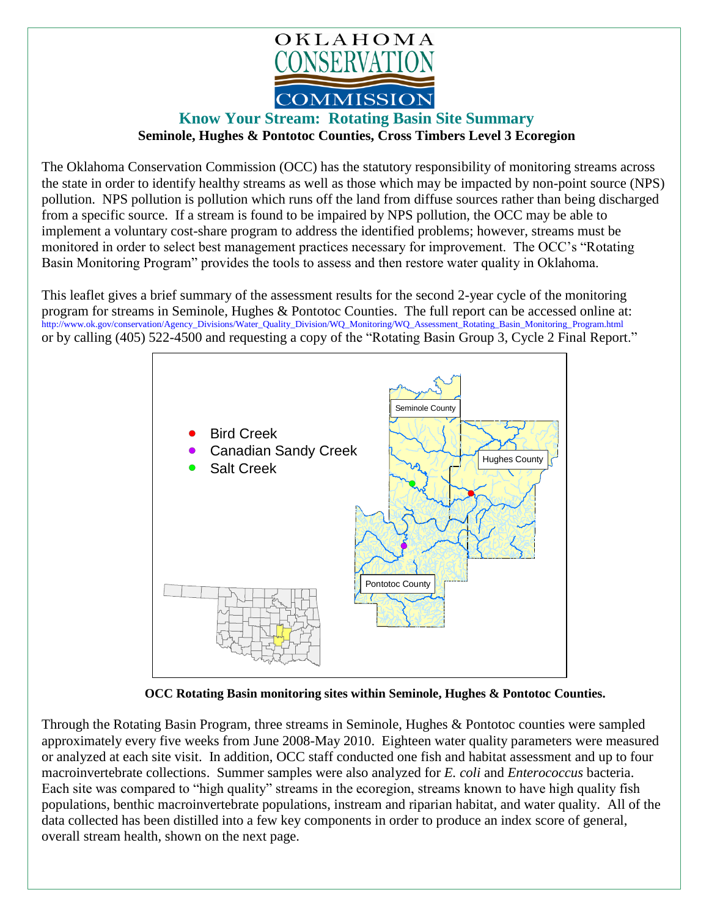OKLAHOMA CONSERVATION COMMISSION

# Know Your Stream: Rotating Basin Site Summary

**Seminole, Hughes & Pontotoc Counties, Cross Timbers Level 3 Ecoregion**

The Oklahoma Conservation Commission (OCC) has the statutory responsibility of monitoring streams across the state in order to identify healthy streams as well as those which may be impacted by non-point source (NPS) pollution. NPS pollution is pollution which runs off the land from diffuse sources rather than being discharged from a specific source. If a stream is found to be impaired by NPS pollution, the OCC may be able to implement a voluntary cost-share program to address the identified problems; however, streams must be monitored in order to select best management practices necessary for improvement. The OCC's "Rotating Basin Monitoring Program" provides the tools to assess and then restore water quality in Oklahoma.

This leaflet gives a brief summary of the assessment results for the second 2-year cycle of the monitoring program for streams in Seminole, Hughes & Pontotoc Counties. The full report can be accessed online at: http://www.ok.gov/conservation/Agency_Divisions/Water_Quality_Division/WQ_Monitoring/WQ_Assessment_Rotating_Basin_Monitoring_Program.html or by calling (405) 522-4500 and requesting a copy of the "Rotating Basin Group 3, Cycle 2 Final Report."

- Bird Creek
- Canadian Sandy Creek
- Salt Creek

Seminole County, Hughes County, Pontotoc County

**OCC Rotating Basin monitoring sites within Seminole, Hughes & Pontotoc Counties.**

Through the Rotating Basin Program, three streams in Seminole, Hughes & Pontotoc counties were sampled approximately every five weeks from June 2008-May 2010. Eighteen water quality parameters were measured or analyzed at each site visit. In addition, OCC staff conducted one fish and habitat assessment and up to four macroinvertebrate collections. Summer samples were also analyzed for *E. coli* and *Enterococcus* bacteria. Each site was compared to "high quality" streams in the ecoregion, streams known to have high quality fish populations, benthic macroinvertebrate populations, instream and riparian habitat, and water quality. All of the data collected has been distilled into a few key components in order to produce an index score of general, overall stream health, shown on the next page.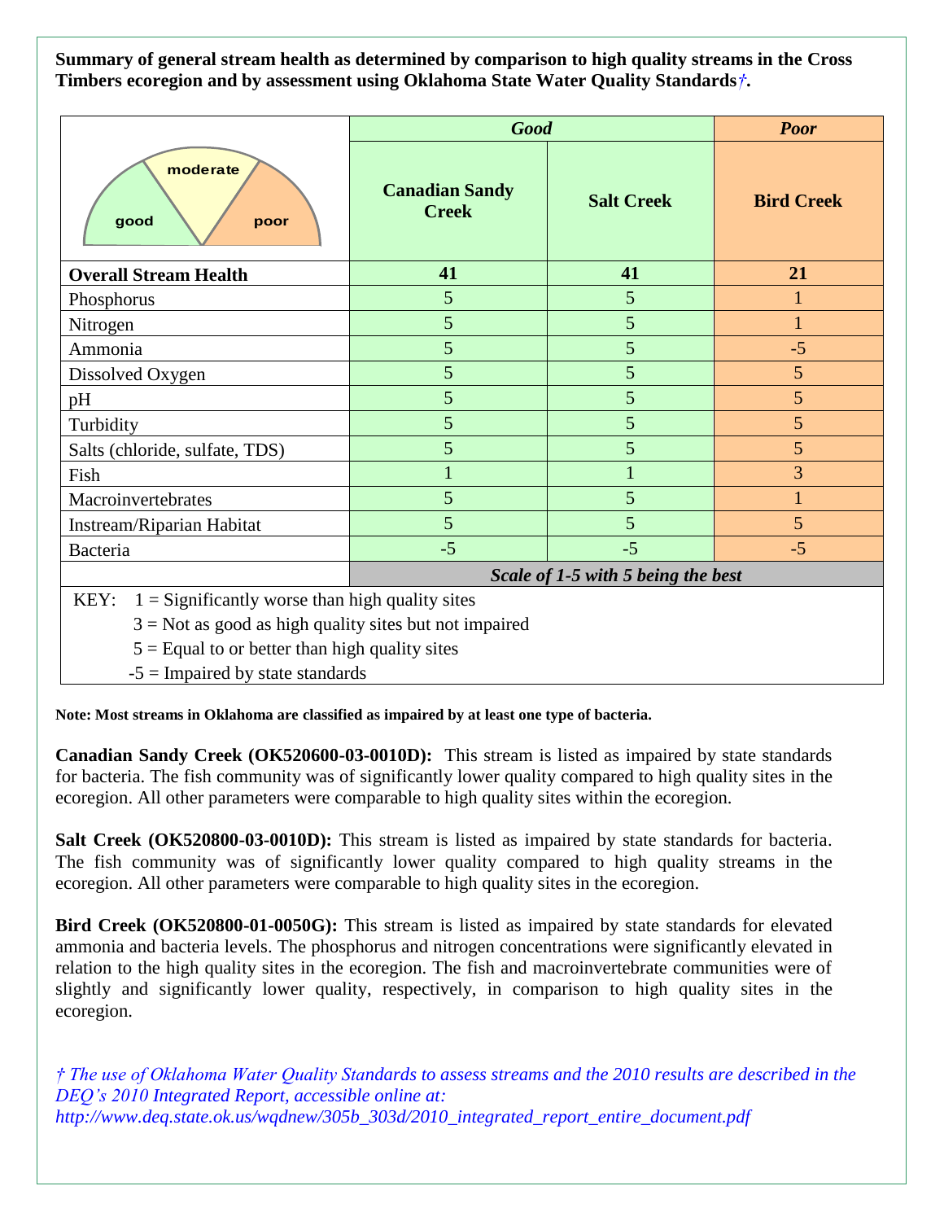**Summary of general stream health as determined by comparison to high quality streams in the Cross Timbers ecoregion and by assessment using Oklahoma State Water Quality Standards*†*.**

| | *Good* | | *Poor* |
|---|---|---|---|
| good / moderate / poor | **Canadian Sandy Creek** | **Salt Creek** | **Bird Creek** |
| **Overall Stream Health** | **41** | **41** | **21** |
| Phosphorus | 5 | 5 | 1 |
| Nitrogen | 5 | 5 | 1 |
| Ammonia | 5 | 5 | -5 |
| Dissolved Oxygen | 5 | 5 | 5 |
| pH | 5 | 5 | 5 |
| Turbidity | 5 | 5 | 5 |
| Salts (chloride, sulfate, TDS) | 5 | 5 | 5 |
| Fish | 1 | 1 | 3 |
| Macroinvertebrates | 5 | 5 | 1 |
| Instream/Riparian Habitat | 5 | 5 | 5 |
| Bacteria | -5 | -5 | -5 |
| | ***Scale of 1-5 with 5 being the best*** | | |

KEY:
- 1 = Significantly worse than high quality sites
- 3 = Not as good as high quality sites but not impaired
- 5 = Equal to or better than high quality sites
- -5 = Impaired by state standards

**Note: Most streams in Oklahoma are classified as impaired by at least one type of bacteria.**

**Canadian Sandy Creek (OK520600-03-0010D):** This stream is listed as impaired by state standards for bacteria. The fish community was of significantly lower quality compared to high quality sites in the ecoregion. All other parameters were comparable to high quality sites within the ecoregion.

**Salt Creek (OK520800-03-0010D):** This stream is listed as impaired by state standards for bacteria. The fish community was of significantly lower quality compared to high quality streams in the ecoregion. All other parameters were comparable to high quality sites in the ecoregion.

**Bird Creek (OK520800-01-0050G):** This stream is listed as impaired by state standards for elevated ammonia and bacteria levels. The phosphorus and nitrogen concentrations were significantly elevated in relation to the high quality sites in the ecoregion. The fish and macroinvertebrate communities were of slightly and significantly lower quality, respectively, in comparison to high quality sites in the ecoregion.

*† The use of Oklahoma Water Quality Standards to assess streams and the 2010 results are described in the DEQ's 2010 Integrated Report, accessible online at: http://www.deq.state.ok.us/wqdnew/305b_303d/2010_integrated_report_entire_document.pdf*